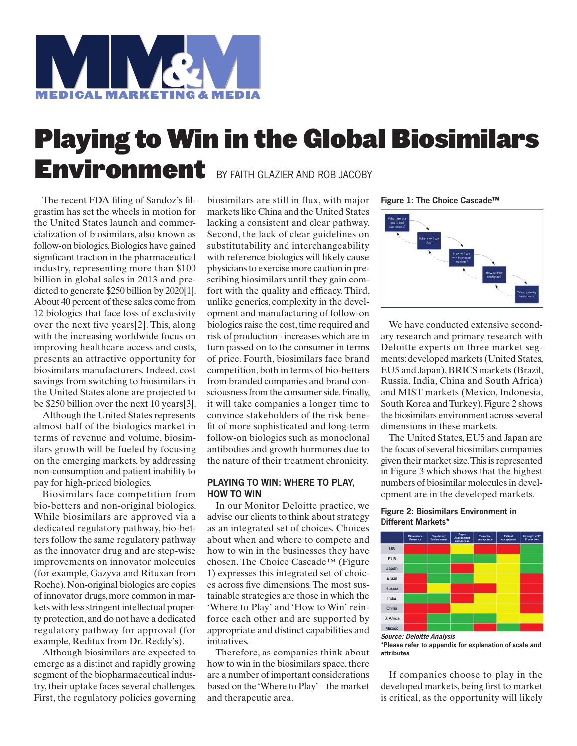# Playing to Win in the Global Biosimilars Environment

BY FAITH GLAZIER AND ROB JACOBY

The recent FDA filing of Sandoz's filgrastim has set the wheels in motion for the United States launch and commercialization of biosimilars, also known as follow-on biologics. Biologics have gained significant traction in the pharmaceutical industry, representing more than $100 billion in global sales in 2013 and predicted to generate $250 billion by 2020[1]. About 40 percent of these sales come from 12 biologics that face loss of exclusivity over the next five years[2]. This, along with the increasing worldwide focus on improving healthcare access and costs, presents an attractive opportunity for biosimilars manufacturers. Indeed, cost savings from switching to biosimilars in the United States alone are projected to be $250 billion over the next 10 years[3].

Although the United States represents almost half of the biologics market in terms of revenue and volume, biosimilars growth will be fueled by focusing on the emerging markets, by addressing non-consumption and patient inability to pay for high-priced biologics.

Biosimilars face competition from bio-betters and non-original biologics. While biosimilars are approved via a dedicated regulatory pathway, bio-betters follow the same regulatory pathway as the innovator drug and are step-wise improvements on innovator molecules (for example, Gazyva and Rituxan from Roche). Non-original biologics are copies of innovator drugs, more common in markets with less stringent intellectual property protection, and do not have a dedicated regulatory pathway for approval (for example, Reditux from Dr. Reddy's).

Although biosimilars are expected to emerge as a distinct and rapidly growing segment of the biopharmaceutical industry, their uptake faces several challenges. First, the regulatory policies governing biosimilars are still in flux, with major markets like China and the United States lacking a consistent and clear pathway. Second, the lack of clear guidelines on substitutability and interchangeability with reference biologics will likely cause physicians to exercise more caution in prescribing biosimilars until they gain comfort with the quality and efficacy. Third, unlike generics, complexity in the development and manufacturing of follow-on biologics raise the cost, time required and risk of production - increases which are in turn passed on to the consumer in terms of price. Fourth, biosimilars face brand competition, both in terms of bio-betters from branded companies and brand consciousness from the consumer side. Finally, it will take companies a longer time to convince stakeholders of the risk benefit of more sophisticated and long-term follow-on biologics such as monoclonal antibodies and growth hormones due to the nature of their treatment chronicity.

## PLAYING TO WIN: WHERE TO PLAY, HOW TO WIN

In our Monitor Deloitte practice, we advise our clients to think about strategy as an integrated set of choices. Choices about when and where to compete and how to win in the businesses they have chosen. The Choice Cascade™ (Figure 1) expresses this integrated set of choices across five dimensions. The most sustainable strategies are those in which the 'Where to Play' and 'How to Win' reinforce each other and are supported by appropriate and distinct capabilities and initiatives.

Therefore, as companies think about how to win in the biosimilars space, there are a number of important considerations based on the 'Where to Play' – the market and therapeutic area.

**Figure 1: The Choice Cascade™**

What are our goals and aspirations? → Where will we play? → How will we win in chosen markets? → How will we configure? → What priority initiatives?

We have conducted extensive secondary research and primary research with Deloitte experts on three market segments: developed markets (United States, EU5 and Japan), BRICS markets (Brazil, Russia, India, China and South Africa) and MIST markets (Mexico, Indonesia, South Korea and Turkey). Figure 2 shows the biosimilars environment across several dimensions in these markets.

The United States, EU5 and Japan are the focus of several biosimilars companies given their market size. This is represented in Figure 3 which shows that the highest numbers of biosimilar molecules in development are in the developed markets.

**Figure 2: Biosimilars Environment in Different Markets***

| | Biosimilars Presence | Regulatory Environment | Payer Assessment and Access | Prescriber Acceptance | Patient Acceptance | Strength of IP Protection |
|---|---|---|---|---|---|---|
| US | Red | Red | Yellow | Red | Red | Green |
| EU5 | Green | Green | Green | Yellow | Yellow | Green |
| Japan | Green | Green | Red | Yellow | Yellow | Green |
| Brazil | Red | Green | Green | Yellow | Yellow | Red |
| Russia | Red | Yellow | Red | Red | Yellow | Red |
| India | Green | Green | Red | Yellow | Yellow | Red |
| China | Red | Red | Yellow | Yellow | Yellow | Red |
| S. Africa | Red | Green | Green | Green | Yellow | Yellow |
| Mexico | Red | Green | Green | Red | Green | Red |

*Source: Deloitte Analysis*

***Please refer to appendix for explanation of scale and attributes**

If companies choose to play in the developed markets, being first to market is critical, as the opportunity will likely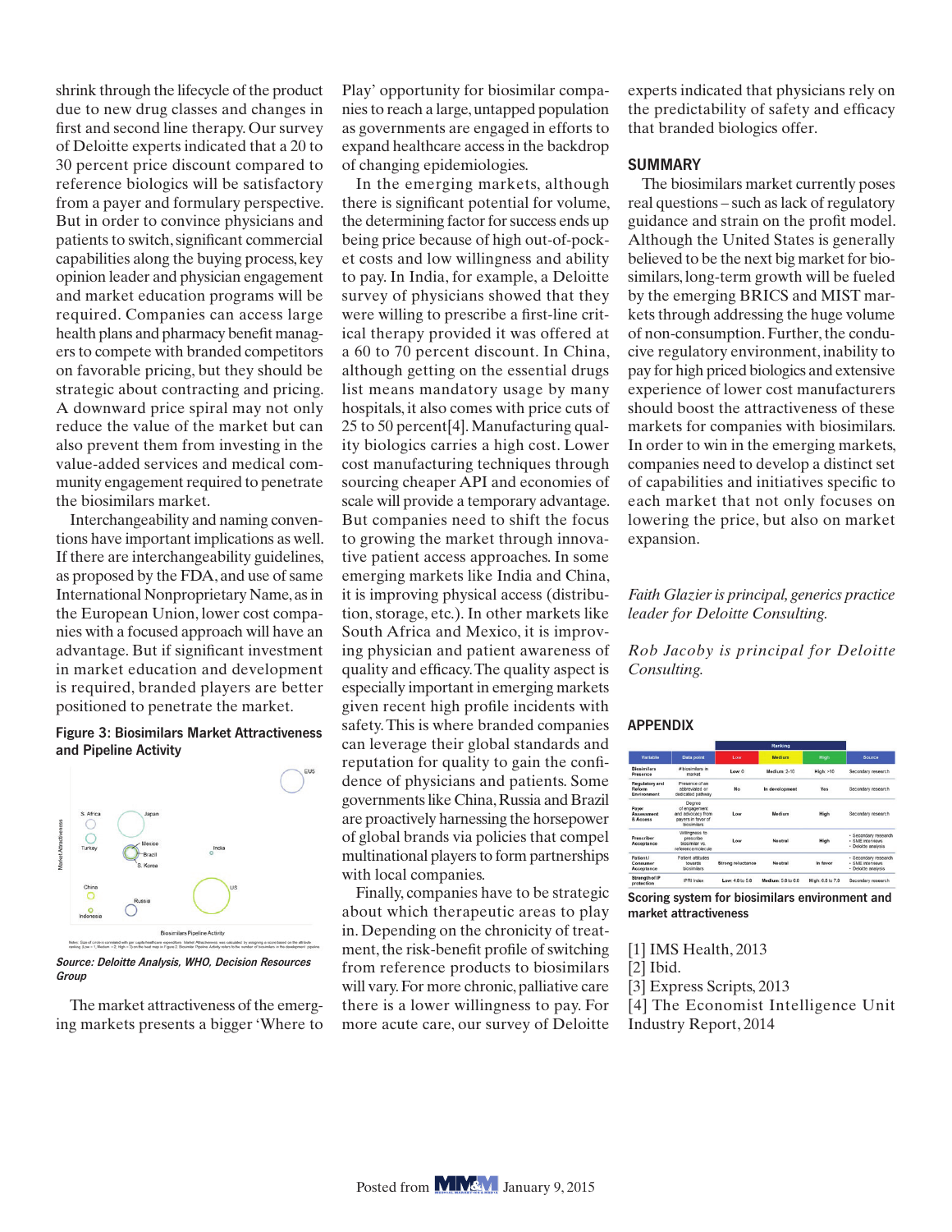shrink through the lifecycle of the product due to new drug classes and changes in first and second line therapy. Our survey of Deloitte experts indicated that a 20 to 30 percent price discount compared to reference biologics will be satisfactory from a payer and formulary perspective. But in order to convince physicians and patients to switch, significant commercial capabilities along the buying process, key opinion leader and physician engagement and market education programs will be required. Companies can access large health plans and pharmacy benefit managers to compete with branded competitors on favorable pricing, but they should be strategic about contracting and pricing. A downward price spiral may not only reduce the value of the market but can also prevent them from investing in the value-added services and medical community engagement required to penetrate the biosimilars market.

Interchangeability and naming conventions have important implications as well. If there are interchangeability guidelines, as proposed by the FDA, and use of same International Nonproprietary Name, as in the European Union, lower cost companies with a focused approach will have an advantage. But if significant investment in market education and development is required, branded players are better positioned to penetrate the market.

**Figure 3: Biosimilars Market Attractiveness and Pipeline Activity**

EU5
S. Africa
Japan
Turkey
Mexico
Brazil
S. Korea
India
China
Russia
Indonesia
US
Market Attractiveness
Biosimilars Pipeline Activity

*Source: Deloitte Analysis, WHO, Decision Resources Group*

The market attractiveness of the emerging markets presents a bigger 'Where to Play' opportunity for biosimilar companies to reach a large, untapped population as governments are engaged in efforts to expand healthcare access in the backdrop of changing epidemiologies.

In the emerging markets, although there is significant potential for volume, the determining factor for success ends up being price because of high out-of-pocket costs and low willingness and ability to pay. In India, for example, a Deloitte survey of physicians showed that they were willing to prescribe a first-line critical therapy provided it was offered at a 60 to 70 percent discount. In China, although getting on the essential drugs list means mandatory usage by many hospitals, it also comes with price cuts of 25 to 50 percent[4]. Manufacturing quality biologics carries a high cost. Lower cost manufacturing techniques through sourcing cheaper API and economies of scale will provide a temporary advantage. But companies need to shift the focus to growing the market through innovative patient access approaches. In some emerging markets like India and China, it is improving physical access (distribution, storage, etc.). In other markets like South Africa and Mexico, it is improving physician and patient awareness of quality and efficacy. The quality aspect is especially important in emerging markets given recent high profile incidents with safety. This is where branded companies can leverage their global standards and reputation for quality to gain the confidence of physicians and patients. Some governments like China, Russia and Brazil are proactively harnessing the horsepower of global brands via policies that compel multinational players to form partnerships with local companies.

Finally, companies have to be strategic about which therapeutic areas to play in. Depending on the chronicity of treatment, the risk-benefit profile of switching from reference products to biosimilars will vary. For more chronic, palliative care there is a lower willingness to pay. For more acute care, our survey of Deloitte experts indicated that physicians rely on the predictability of safety and efficacy that branded biologics offer.

## SUMMARY

The biosimilars market currently poses real questions – such as lack of regulatory guidance and strain on the profit model. Although the United States is generally believed to be the next big market for biosimilars, long-term growth will be fueled by the emerging BRICS and MIST markets through addressing the huge volume of non-consumption. Further, the conducive regulatory environment, inability to pay for high priced biologics and extensive experience of lower cost manufacturers should boost the attractiveness of these markets for companies with biosimilars. In order to win in the emerging markets, companies need to develop a distinct set of capabilities and initiatives specific to each market that not only focuses on lowering the price, but also on market expansion.

*Faith Glazier is principal, generics practice leader for Deloitte Consulting.*

*Rob Jacoby is principal for Deloitte Consulting.*

## APPENDIX

| Variable | Data point | Ranking: Low | Ranking: Medium | Ranking: High | Source |
|---|---|---|---|---|---|
| Biosimilars Presence | # biosimilars in market | Low: 0 | Medium: 2-10 | High: >10 | Secondary research |
| Regulatory and Reform Environment | Presence of an abbreviated or dedicated pathway | No | In development | Yes | Secondary research |
| Payer Assessment & Access | Degree of engagement and advocacy from payers in favor of biosimilars | Low | Medium | High | Secondary research |
| Prescriber Acceptance | Willingness to prescribe biosimilar vs. reference molecule | Low | Neutral | High | • Secondary research • SME interviews • Deloitte analysis |
| Patient/ Consumer Acceptance | Patient attitudes towards biosimilars | Strong reluctance | Neutral | In favor | • Secondary research • SME interviews • Deloitte analysis |
| Strength of IP protection | IPRI index | Low: 4.0 to 5.0 | Medium: 5.0 to 6.0 | High: 6.0 to 7.0 | Secondary research |

**Scoring system for biosimilars environment and market attractiveness**

[1] IMS Health, 2013
[2] Ibid.
[3] Express Scripts, 2013
[4] The Economist Intelligence Unit Industry Report, 2014